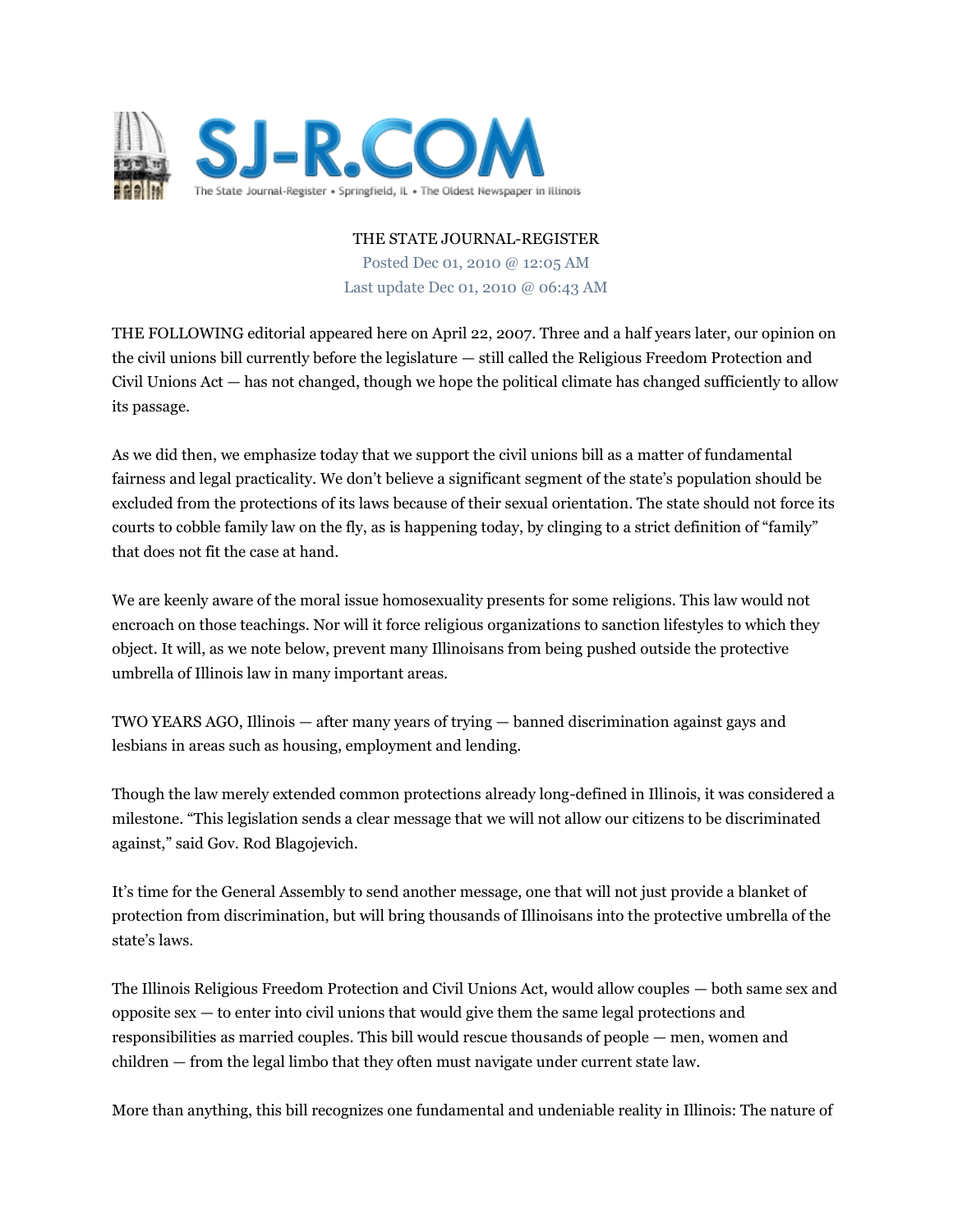SJ-R.COM

The State Journal-Register • Springfield, IL • The Oldest Newspaper in Illinois

THE STATE JOURNAL-REGISTER

Posted Dec 01, 2010 @ 12:05 AM

Last update Dec 01, 2010 @ 06:43 AM

THE FOLLOWING editorial appeared here on April 22, 2007. Three and a half years later, our opinion on the civil unions bill currently before the legislature — still called the Religious Freedom Protection and Civil Unions Act — has not changed, though we hope the political climate has changed sufficiently to allow its passage.

As we did then, we emphasize today that we support the civil unions bill as a matter of fundamental fairness and legal practicality. We don't believe a significant segment of the state's population should be excluded from the protections of its laws because of their sexual orientation. The state should not force its courts to cobble family law on the fly, as is happening today, by clinging to a strict definition of "family" that does not fit the case at hand.

We are keenly aware of the moral issue homosexuality presents for some religions. This law would not encroach on those teachings. Nor will it force religious organizations to sanction lifestyles to which they object. It will, as we note below, prevent many Illinoisans from being pushed outside the protective umbrella of Illinois law in many important areas.

TWO YEARS AGO, Illinois — after many years of trying — banned discrimination against gays and lesbians in areas such as housing, employment and lending.

Though the law merely extended common protections already long-defined in Illinois, it was considered a milestone. "This legislation sends a clear message that we will not allow our citizens to be discriminated against," said Gov. Rod Blagojevich.

It's time for the General Assembly to send another message, one that will not just provide a blanket of protection from discrimination, but will bring thousands of Illinoisans into the protective umbrella of the state's laws.

The Illinois Religious Freedom Protection and Civil Unions Act, would allow couples — both same sex and opposite sex — to enter into civil unions that would give them the same legal protections and responsibilities as married couples. This bill would rescue thousands of people — men, women and children — from the legal limbo that they often must navigate under current state law.

More than anything, this bill recognizes one fundamental and undeniable reality in Illinois: The nature of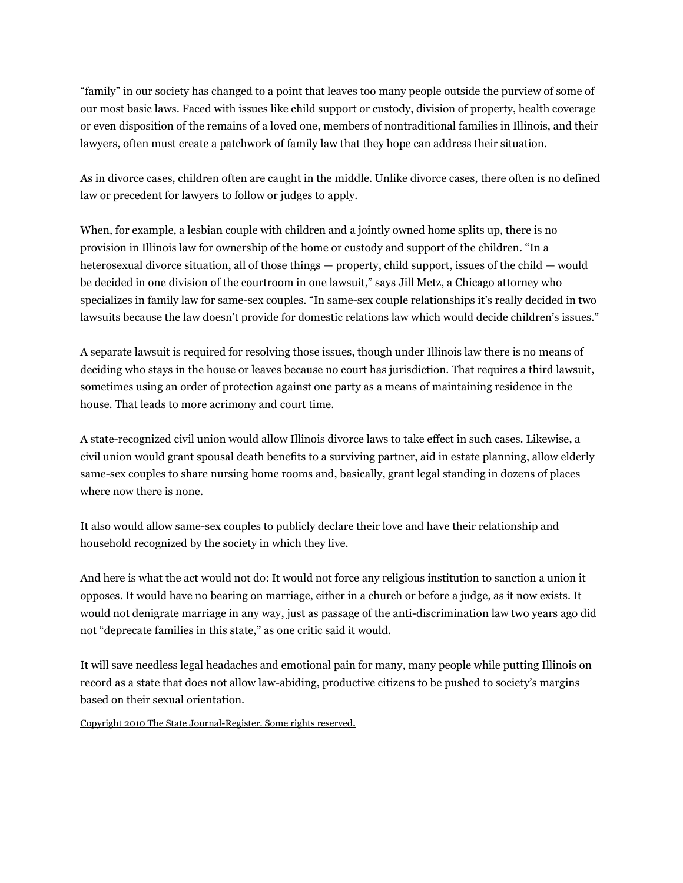“family” in our society has changed to a point that leaves too many people outside the purview of some of our most basic laws. Faced with issues like child support or custody, division of property, health coverage or even disposition of the remains of a loved one, members of nontraditional families in Illinois, and their lawyers, often must create a patchwork of family law that they hope can address their situation.

As in divorce cases, children often are caught in the middle. Unlike divorce cases, there often is no defined law or precedent for lawyers to follow or judges to apply.

When, for example, a lesbian couple with children and a jointly owned home splits up, there is no provision in Illinois law for ownership of the home or custody and support of the children. “In a heterosexual divorce situation, all of those things — property, child support, issues of the child — would be decided in one division of the courtroom in one lawsuit,” says Jill Metz, a Chicago attorney who specializes in family law for same-sex couples. “In same-sex couple relationships it’s really decided in two lawsuits because the law doesn’t provide for domestic relations law which would decide children’s issues.”

A separate lawsuit is required for resolving those issues, though under Illinois law there is no means of deciding who stays in the house or leaves because no court has jurisdiction. That requires a third lawsuit, sometimes using an order of protection against one party as a means of maintaining residence in the house. That leads to more acrimony and court time.

A state-recognized civil union would allow Illinois divorce laws to take effect in such cases. Likewise, a civil union would grant spousal death benefits to a surviving partner, aid in estate planning, allow elderly same-sex couples to share nursing home rooms and, basically, grant legal standing in dozens of places where now there is none.

It also would allow same-sex couples to publicly declare their love and have their relationship and household recognized by the society in which they live.

And here is what the act would not do: It would not force any religious institution to sanction a union it opposes. It would have no bearing on marriage, either in a church or before a judge, as it now exists. It would not denigrate marriage in any way, just as passage of the anti-discrimination law two years ago did not “deprecate families in this state,” as one critic said it would.

It will save needless legal headaches and emotional pain for many, many people while putting Illinois on record as a state that does not allow law-abiding, productive citizens to be pushed to society’s margins based on their sexual orientation.

Copyright 2010 The State Journal-Register. Some rights reserved.